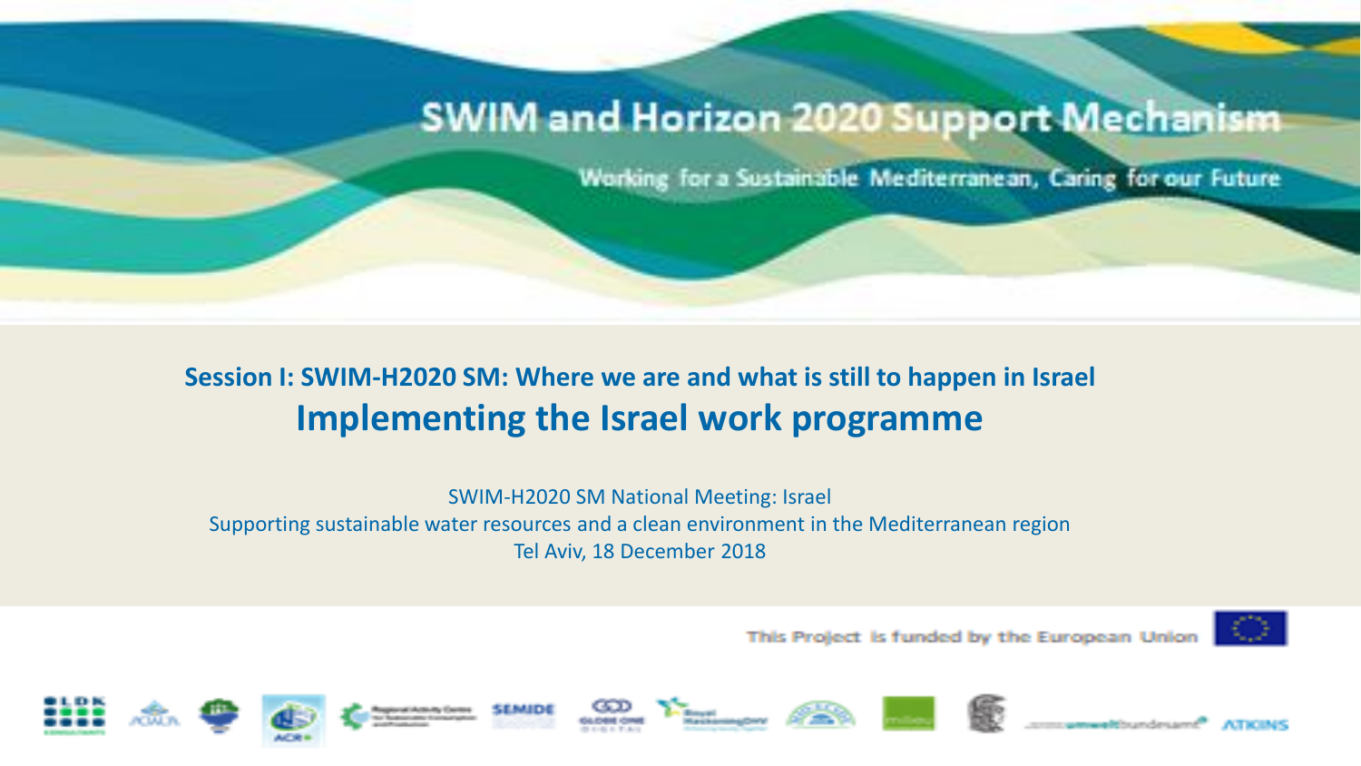# SWIM and Horizon 2020 Support Mechanism

Working for a Sustainable Mediterranean, Caring for our Future

## Session I: SWIM-H2020 SM: Where we are and what is still to happen in Israel

## Implementing the Israel work programme

SWIM-H2020 SM National Meeting: Israel
Supporting sustainable water resources and a clean environment in the Mediterranean region
Tel Aviv, 18 December 2018

This Project is funded by the European Union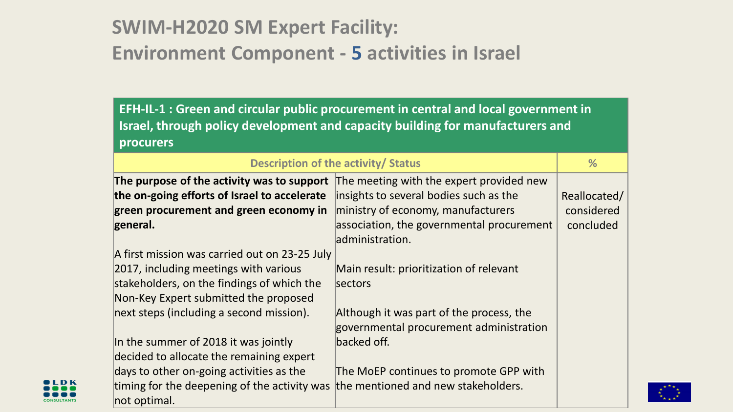# SWIM-H2020 SM Expert Facility: Environment Component - 5 activities in Israel

| EFH-IL-1 : Green and circular public procurement in central and local government in Israel, through policy development and capacity building for manufacturers and procurers | | |
|---|---|---|
| Description of the activity/ Status | | % |
| **The purpose of the activity was to support the on-going efforts of Israel to accelerate green procurement and green economy in general.**<br><br>A first mission was carried out on 23-25 July 2017, including meetings with various stakeholders, on the findings of which the Non-Key Expert submitted the proposed next steps (including a second mission).<br><br>In the summer of 2018 it was jointly decided to allocate the remaining expert days to other on-going activities as the timing for the deepening of the activity was not optimal. | The meeting with the expert provided new insights to several bodies such as the ministry of economy, manufacturers association, the governmental procurement administration.<br><br>Main result: prioritization of relevant sectors<br><br>Although it was part of the process, the governmental procurement administration backed off.<br><br>The MoEP continues to promote GPP with the mentioned and new stakeholders. | Reallocated/ considered concluded |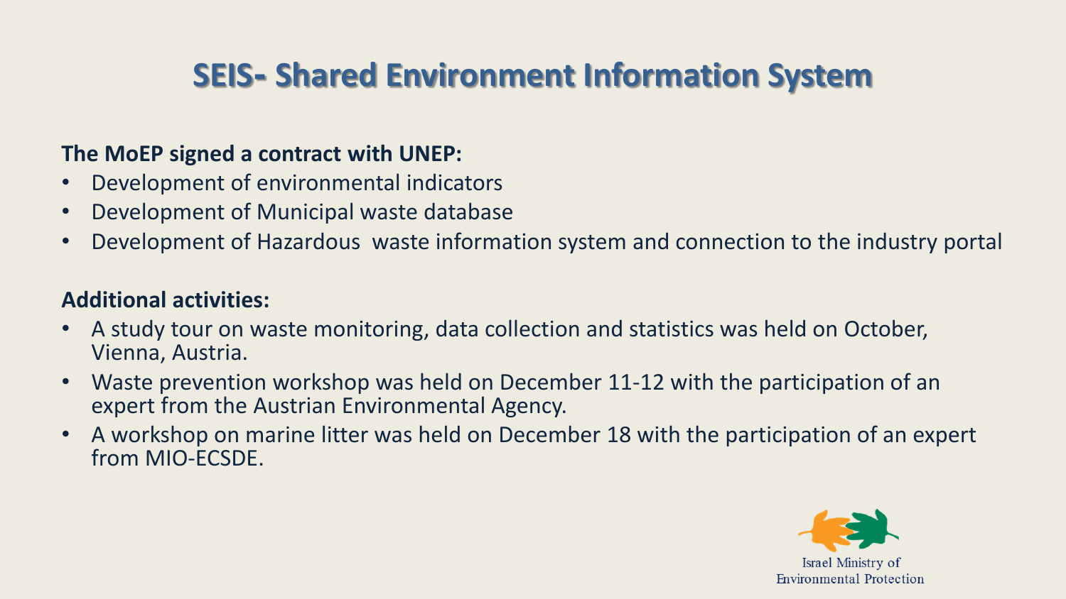# SEIS- Shared Environment Information System

**The MoEP signed a contract with UNEP:**

- Development of environmental indicators
- Development of Municipal waste database
- Development of Hazardous waste information system and connection to the industry portal

**Additional activities:**

- A study tour on waste monitoring, data collection and statistics was held on October, Vienna, Austria.
- Waste prevention workshop was held on December 11-12 with the participation of an expert from the Austrian Environmental Agency.
- A workshop on marine litter was held on December 18 with the participation of an expert from MIO-ECSDE.

Israel Ministry of Environmental Protection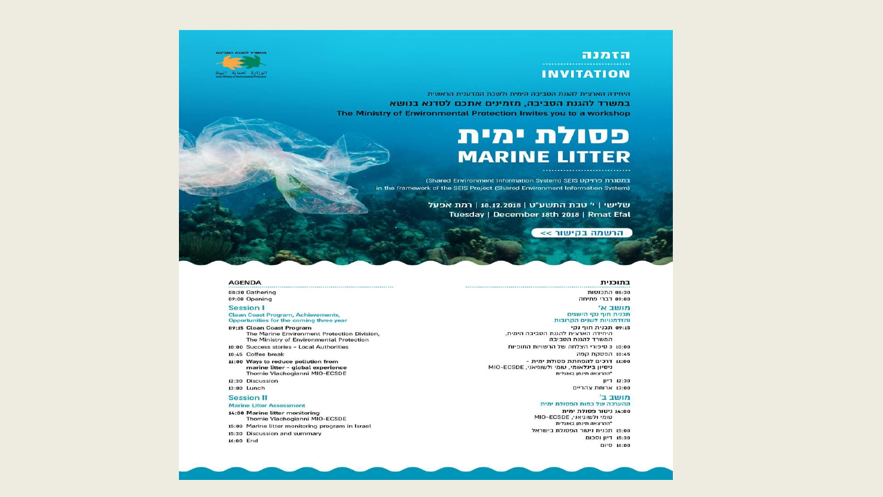# הזמנה

# INVITATION

היחידה הארצית להגנת הסביבה הימית ולשכת המדענית הראשית

**במשרד להגנת הסביבה, מזמינים אתכם לסדנא בנושא**

**The Ministry of Environmental Protection Invites you to a workshop**

# פסולת ימית

# MARINE LITTER

במסגרת פרויקט SEIS (Shared Environment Information System)

in the framework of the SEIS Project (Shared Environment Information System)

**שלישי | י' טבת התשע"ט | 18.12.2018 | רמת אפעל**

**Tuesday | December 18th 2018 | Rmat Efal**

הרשמה בקישור >>

## AGENDA

08:30 Gathering

09:00 Opening

### Session I

**Clean Coast Program, Achievements, Opportunities for the coming three year**

09:15 **Clean Coast Program**
The Marine Environment Protection Division,
The Ministry of Environmental Protection

10:00 Success stories - Local Authorities

10:45 Coffee break

11:00 **Ways to reduce pollution from marine litter - global experience**
Thomie Vlachogianni MIO-ECSDE

12:30 Discussion

13:00 Lunch

### Session II

**Marine Litter Assessment**

14:00 **Marine litter monitoring**
Thomie Vlachogianni MIO-ECSDE

15:00 Marine litter monitoring program in Israel

15:30 Discussion and summary

16:00 End

## בתוכנית

08:30 התכנסות

09:00 דברי פתיחה

### מושב א'

**תכנית חוף נקי הישגים והזדמנויות לשנים הקרובות**

09:15 **תכנית חוף נקי**
היחידה הארצית להגנת הסביבה הימית,
המשרד להגנת הסביבה

10:00 3 סיפורי הצלחה של הרשויות החופיות

10:45 הפסקת קפה

11:00 **דרכים להפחתת פסולת ימית - ניסיון בינלאומי**, טומי ולשוגיאני, MIO-ECSDE
*ההרצאה תינתן באנגלית

12:30 דיון

13:00 ארוחת צהריים

### מושב ב'

**ההערכה של כמות הפסולת ימית**

14:00 **ניטור פסולת ימית**
טומי ולשוגיאני, MIO-ECSDE
*ההרצאה תינתן באנגלית

15:00 תכנית ניטור הפסולת בישראל

15:30 דיון וסכום

16:00 סיום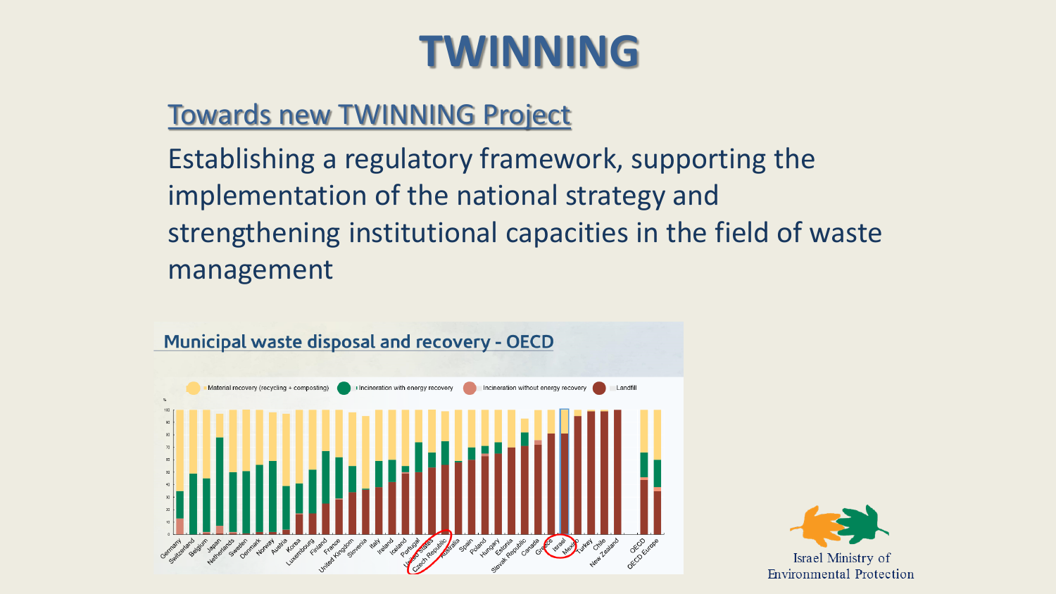# TWINNING

## Towards new TWINNING Project

Establishing a regulatory framework, supporting the implementation of the national strategy and strengthening institutional capacities in the field of waste management

### Municipal waste disposal and recovery - OECD

Material recovery (recycling + composting)
Incineration with energy recovery
Incineration without energy recovery
Landfill

%

100
90
80
70
60
50
40
30
20
10
0

Germany, Switzerland, Belgium, Japan, Netherlands, Sweden, Denmark, Norway, Austria, Korea, Luxembourg, Finland, France, United Kingdom, Slovenia, Italy, Ireland, Iceland, Portugal, United States, Czech Republic, Australia, Spain, Poland, Hungary, Estonia, Slovak Republic, Canada, Greece, Israel, Mexico, Turkey, Chile, New Zealand, OECD, OECD Europe

Israel Ministry of Environmental Protection